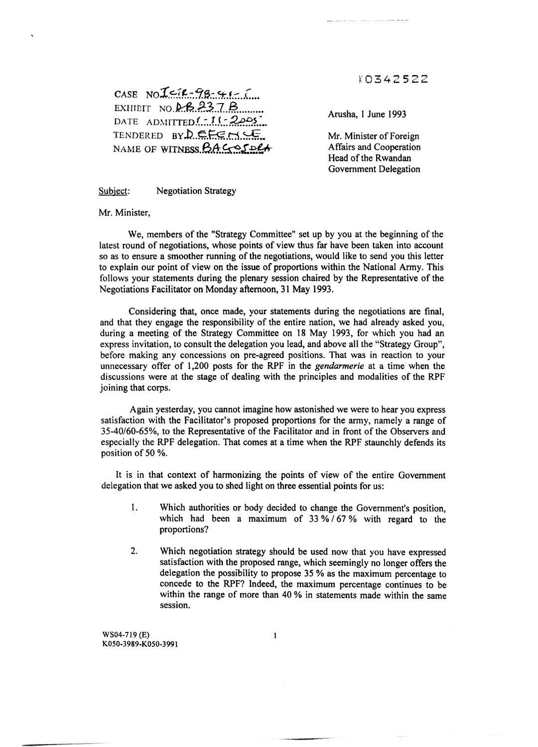K0342522

CASE NO. ICTR-98-41-T
EXHIBIT NO. DB 237 B
DATE ADMITTED 1-11-2005
TENDERED BY DEFENCE
NAME OF WITNESS BAGOSORA

Arusha, 1 June 1993

Mr. Minister of Foreign Affairs and Cooperation
Head of the Rwandan Government Delegation

Subject: Negotiation Strategy

Mr. Minister,

We, members of the "Strategy Committee" set up by you at the beginning of the latest round of negotiations, whose points of view thus far have been taken into account so as to ensure a smoother running of the negotiations, would like to send you this letter to explain our point of view on the issue of proportions within the National Army. This follows your statements during the plenary session chaired by the Representative of the Negotiations Facilitator on Monday afternoon, 31 May 1993.

Considering that, once made, your statements during the negotiations are final, and that they engage the responsibility of the entire nation, we had already asked you, during a meeting of the Strategy Committee on 18 May 1993, for which you had an express invitation, to consult the delegation you lead, and above all the "Strategy Group", before making any concessions on pre-agreed positions. That was in reaction to your unnecessary offer of 1,200 posts for the RPF in the *gendarmerie* at a time when the discussions were at the stage of dealing with the principles and modalities of the RPF joining that corps.

Again yesterday, you cannot imagine how astonished we were to hear you express satisfaction with the Facilitator's proposed proportions for the army, namely a range of 35-40/60-65%, to the Representative of the Facilitator and in front of the Observers and especially the RPF delegation. That comes at a time when the RPF staunchly defends its position of 50 %.

It is in that context of harmonizing the points of view of the entire Government delegation that we asked you to shed light on three essential points for us:

1. Which authorities or body decided to change the Government's position, which had been a maximum of 33 % / 67 % with regard to the proportions?

2. Which negotiation strategy should be used now that you have expressed satisfaction with the proposed range, which seemingly no longer offers the delegation the possibility to propose 35 % as the maximum percentage to concede to the RPF? Indeed, the maximum percentage continues to be within the range of more than 40 % in statements made within the same session.

WS04-719 (E)
K050-3989-K050-3991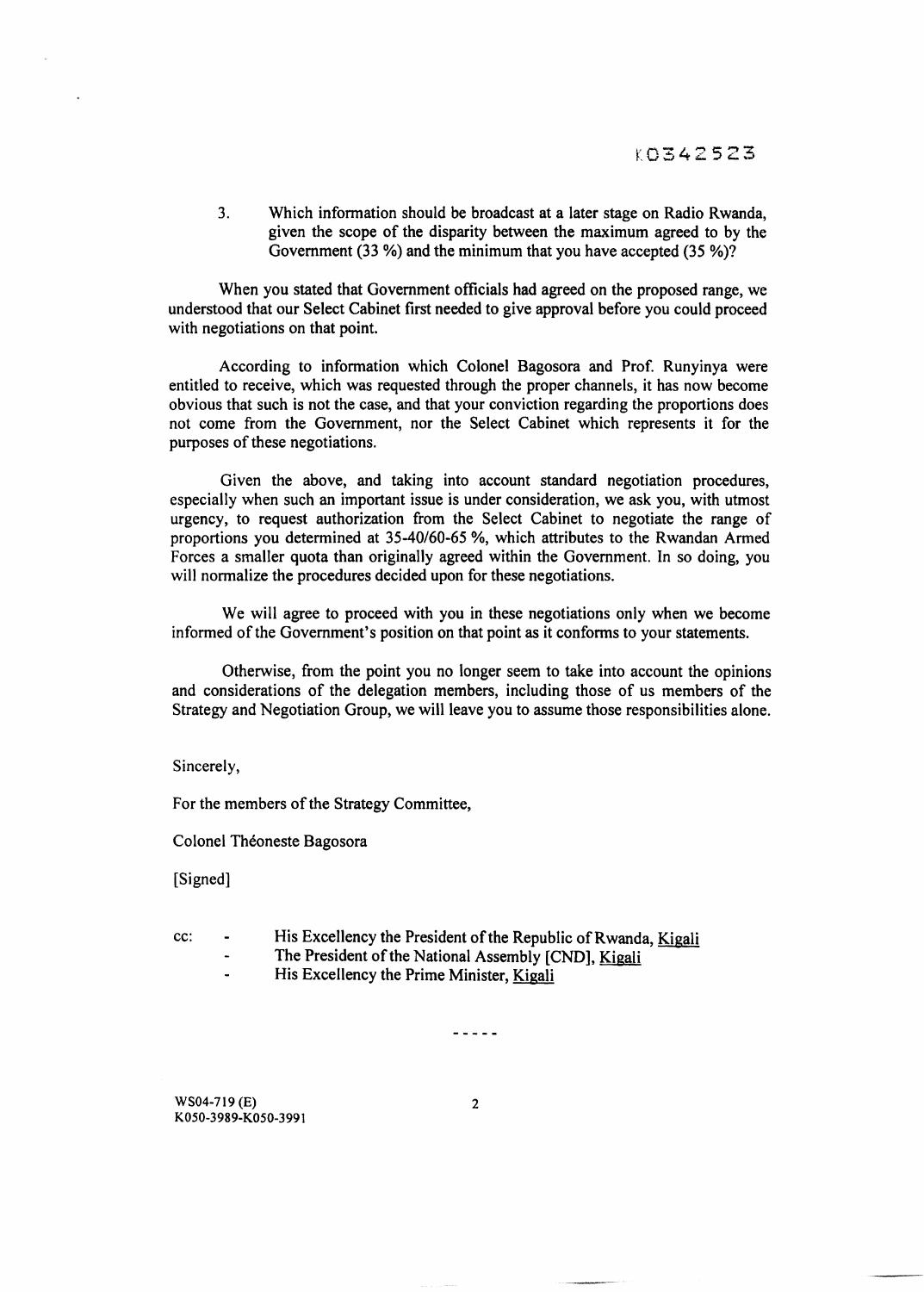K0342523

3. Which information should be broadcast at a later stage on Radio Rwanda, given the scope of the disparity between the maximum agreed to by the Government (33 %) and the minimum that you have accepted (35 %)?

When you stated that Government officials had agreed on the proposed range, we understood that our Select Cabinet first needed to give approval before you could proceed with negotiations on that point.

According to information which Colonel Bagosora and Prof. Runyinya were entitled to receive, which was requested through the proper channels, it has now become obvious that such is not the case, and that your conviction regarding the proportions does not come from the Government, nor the Select Cabinet which represents it for the purposes of these negotiations.

Given the above, and taking into account standard negotiation procedures, especially when such an important issue is under consideration, we ask you, with utmost urgency, to request authorization from the Select Cabinet to negotiate the range of proportions you determined at 35-40/60-65 %, which attributes to the Rwandan Armed Forces a smaller quota than originally agreed within the Government. In so doing, you will normalize the procedures decided upon for these negotiations.

We will agree to proceed with you in these negotiations only when we become informed of the Government's position on that point as it conforms to your statements.

Otherwise, from the point you no longer seem to take into account the opinions and considerations of the delegation members, including those of us members of the Strategy and Negotiation Group, we will leave you to assume those responsibilities alone.

Sincerely,

For the members of the Strategy Committee,

Colonel Théoneste Bagosora

[Signed]

cc:
- His Excellency the President of the Republic of Rwanda, Kigali
- The President of the National Assembly [CND], Kigali
- His Excellency the Prime Minister, Kigali

-----

WS04-719 (E)
K050-3989-K050-3991